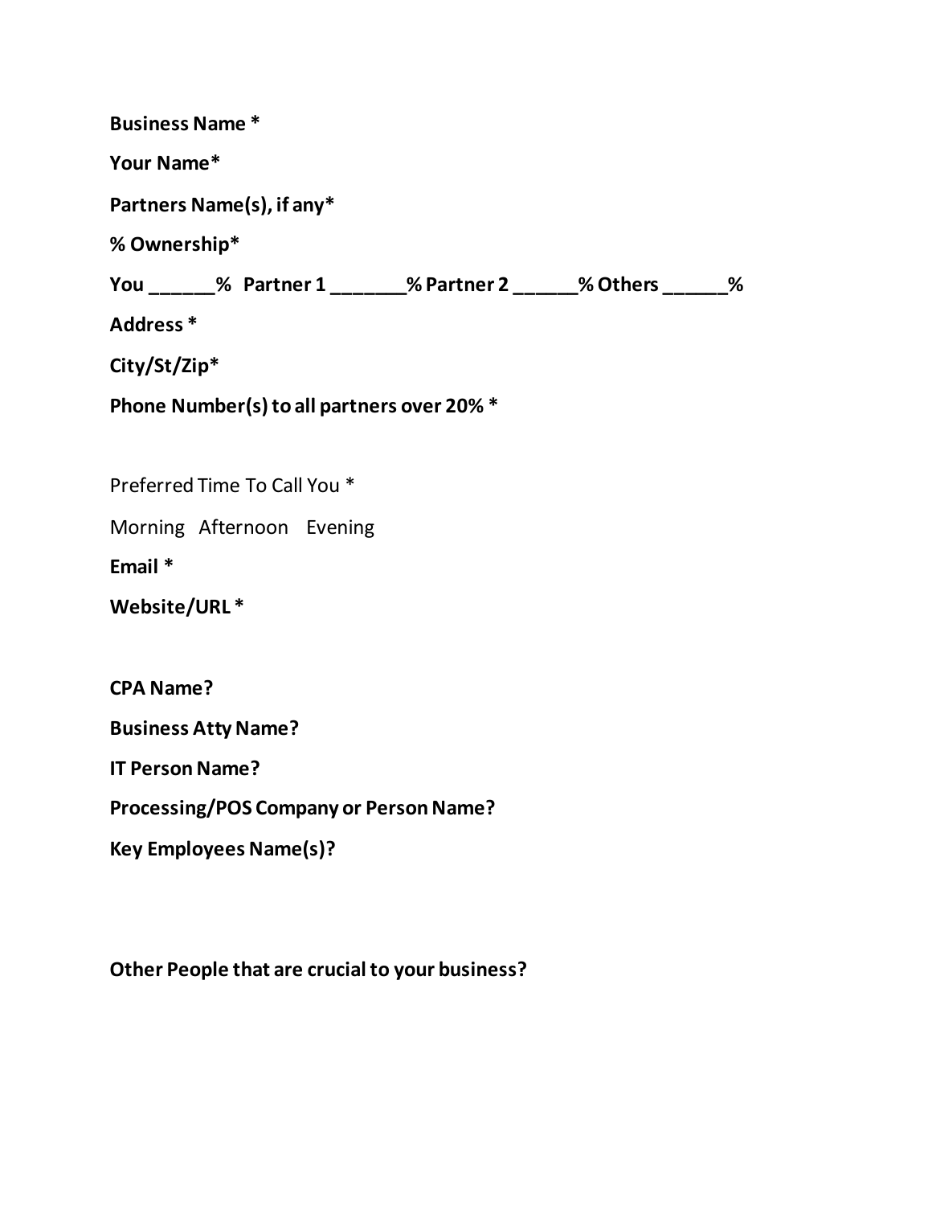**Business Name ***

**Your Name***

**Partners Name(s), if any***

**% Ownership***

**You ______% Partner 1 _______% Partner 2 ______% Others ______%**

**Address ***

**City/St/Zip***

**Phone Number(s) to all partners over 20% ***

Preferred Time To Call You *

Morning Afternoon Evening

**Email ***

**Website/URL ***

**CPA Name?**

**Business Atty Name?**

**IT Person Name?**

**Processing/POS Company or Person Name?**

**Key Employees Name(s)?**

**Other People that are crucial to your business?**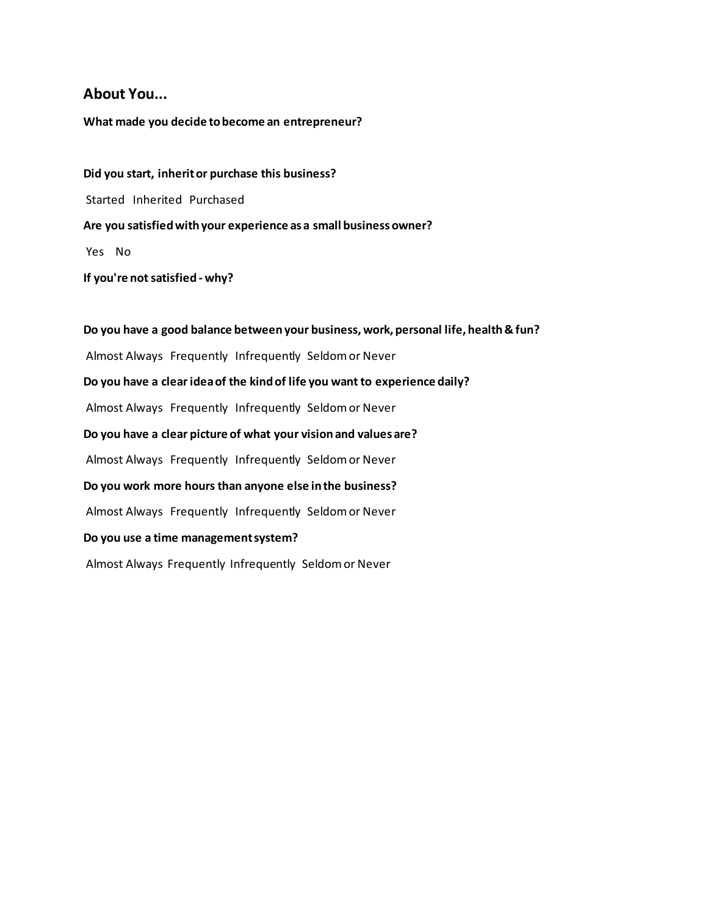## About You...

**What made you decide to become an entrepreneur?**

**Did you start, inherit or purchase this business?**

Started Inherited Purchased

**Are you satisfied with your experience as a small business owner?**

Yes No

**If you're not satisfied - why?**

**Do you have a good balance between your business, work, personal life, health & fun?**

Almost Always Frequently Infrequently Seldom or Never

**Do you have a clear idea of the kind of life you want to experience daily?**

Almost Always Frequently Infrequently Seldom or Never

**Do you have a clear picture of what your vision and values are?**

Almost Always Frequently Infrequently Seldom or Never

**Do you work more hours than anyone else in the business?**

Almost Always Frequently Infrequently Seldom or Never

**Do you use a time management system?**

Almost Always Frequently Infrequently Seldom or Never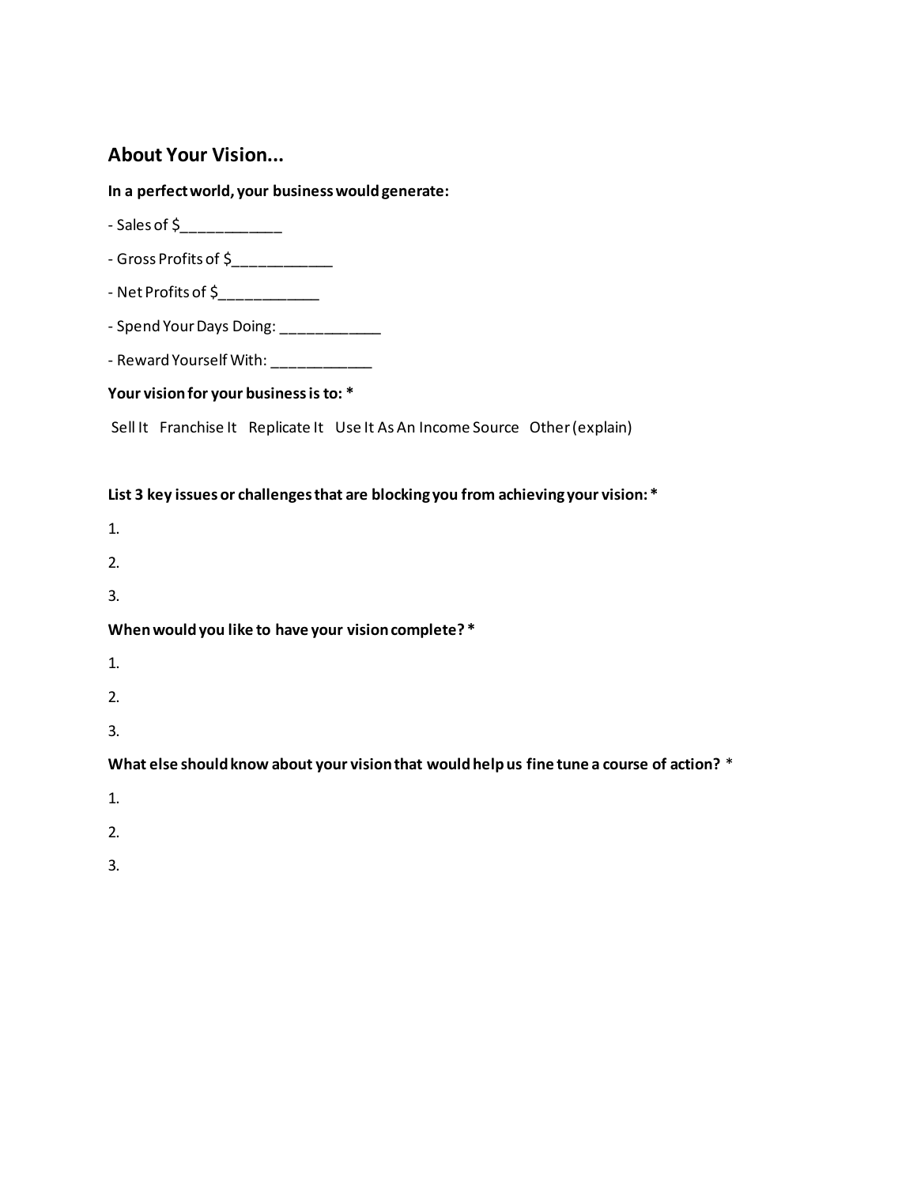## About Your Vision...

**In a perfect world, your business would generate:**

- Sales of $____________

- Gross Profits of $____________

- Net Profits of $____________

- Spend Your Days Doing: ____________

- Reward Yourself With: ____________

**Your vision for your business is to: ***

Sell It   Franchise It   Replicate It   Use It As An Income Source   Other (explain)

**List 3 key issues or challenges that are blocking you from achieving your vision: ***

1.

2.

3.

**When would you like to have your vision complete? ***

1.

2.

3.

**What else should know about your vision that would help us fine tune a course of action?** *

1.

2.

3.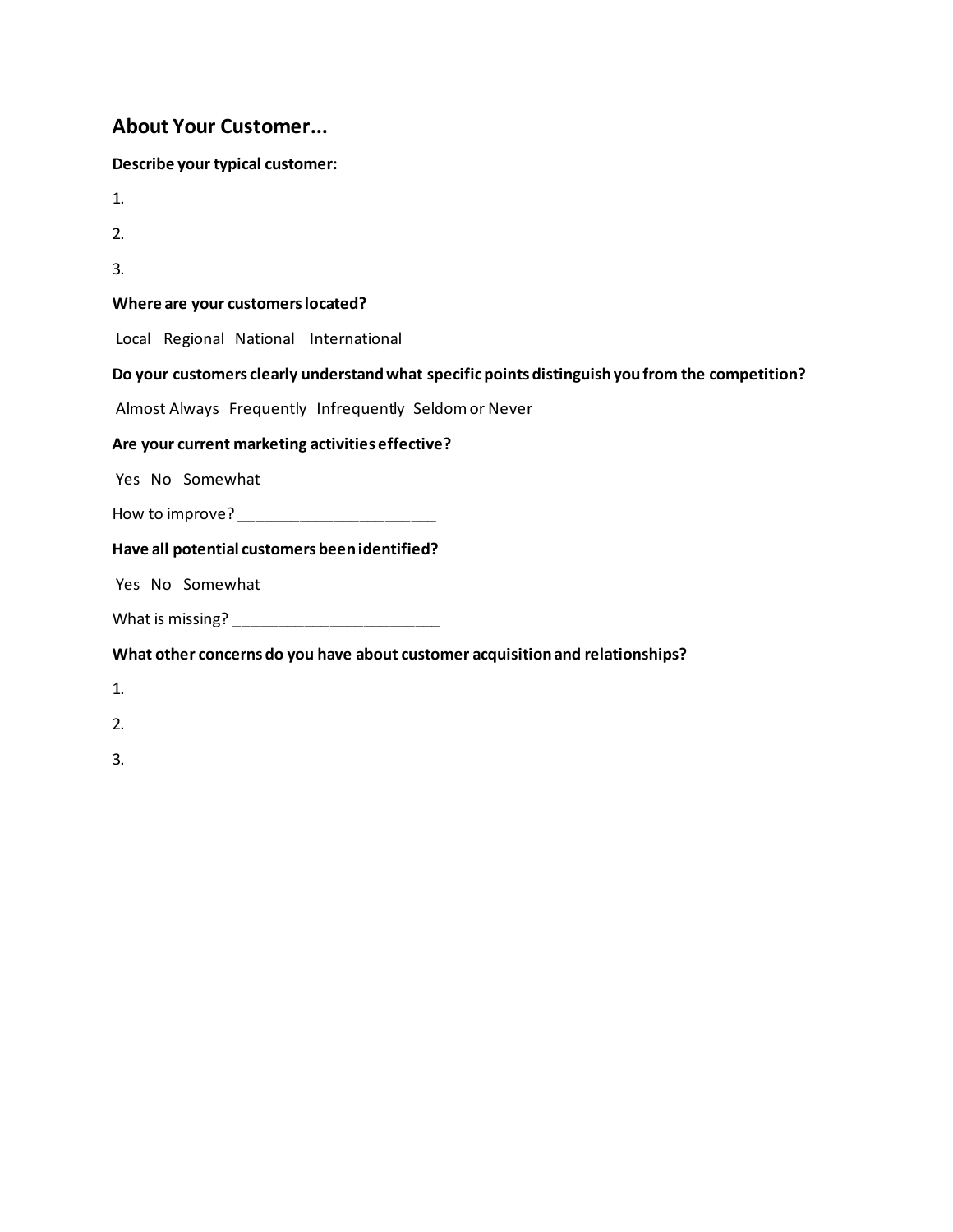## About Your Customer...

**Describe your typical customer:**

1.

2.

3.

**Where are your customers located?**

Local Regional National International

**Do your customers clearly understand what specific points distinguish you from the competition?**

Almost Always Frequently Infrequently Seldom or Never

**Are your current marketing activities effective?**

Yes No Somewhat

How to improve? ______________________

**Have all potential customers been identified?**

Yes No Somewhat

What is missing? ________________________

**What other concerns do you have about customer acquisition and relationships?**

1.

2.

3.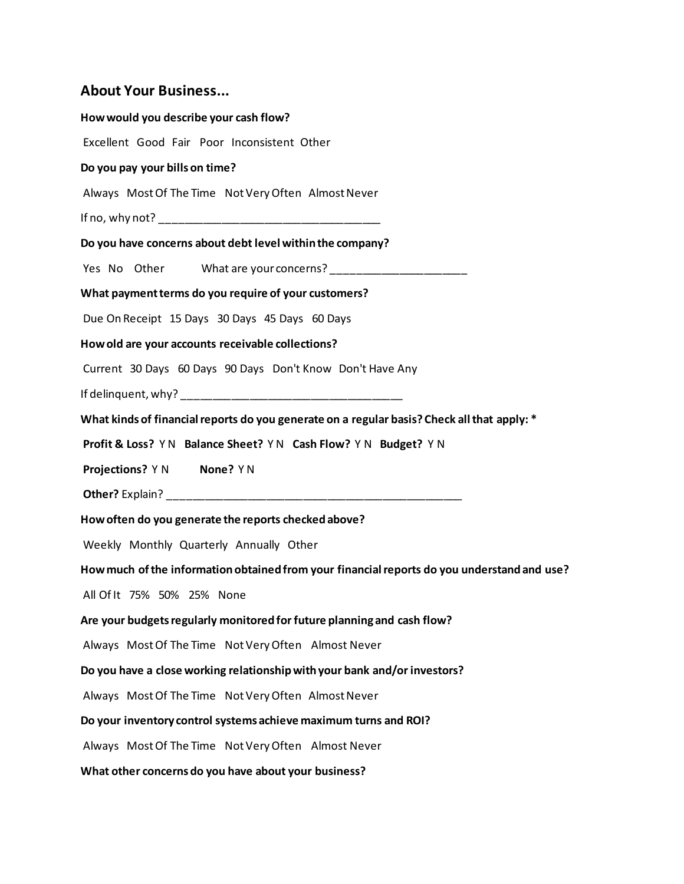## About Your Business...

**How would you describe your cash flow?**

Excellent Good Fair Poor Inconsistent Other

**Do you pay your bills on time?**

Always Most Of The Time Not Very Often Almost Never

If no, why not? ___________________________________

**Do you have concerns about debt level within the company?**

Yes No Other What are your concerns? _____________________

**What payment terms do you require of your customers?**

Due On Receipt 15 Days 30 Days 45 Days 60 Days

**How old are your accounts receivable collections?**

Current 30 Days 60 Days 90 Days Don't Know Don't Have Any

If delinquent, why? ___________________________________

**What kinds of financial reports do you generate on a regular basis? Check all that apply: ***

**Profit & Loss?** Y N **Balance Sheet?** Y N **Cash Flow?** Y N **Budget?** Y N

**Projections?** Y N **None?** Y N

**Other?** Explain? _______________________________________________

**How often do you generate the reports checked above?**

Weekly Monthly Quarterly Annually Other

**How much of the information obtained from your financial reports do you understand and use?**

All Of It 75% 50% 25% None

**Are your budgets regularly monitored for future planning and cash flow?**

Always Most Of The Time Not Very Often Almost Never

**Do you have a close working relationship with your bank and/or investors?**

Always Most Of The Time Not Very Often Almost Never

**Do your inventory control systems achieve maximum turns and ROI?**

Always Most Of The Time Not Very Often Almost Never

**What other concerns do you have about your business?**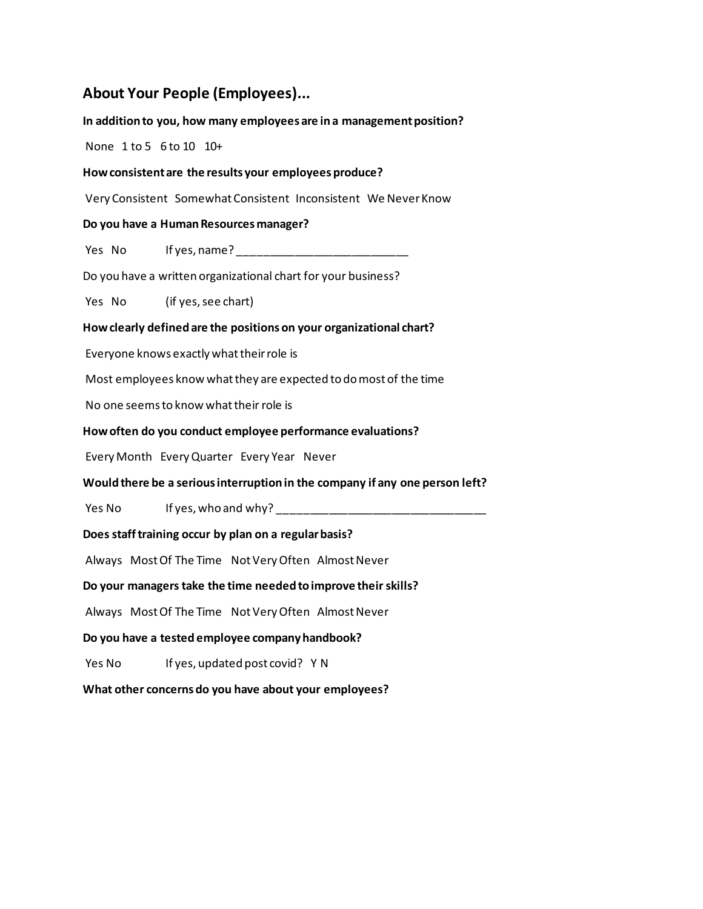## About Your People (Employees)...

**In addition to you, how many employees are in a management position?**

None 1 to 5 6 to 10 10+

**How consistent are the results your employees produce?**

Very Consistent Somewhat Consistent Inconsistent We Never Know

**Do you have a Human Resources manager?**

Yes No If yes, name? ___________________________

Do you have a written organizational chart for your business?

Yes No (if yes, see chart)

**How clearly defined are the positions on your organizational chart?**

Everyone knows exactly what their role is

Most employees know what they are expected to do most of the time

No one seems to know what their role is

**How often do you conduct employee performance evaluations?**

Every Month Every Quarter Every Year Never

**Would there be a serious interruption in the company if any one person left?**

Yes No If yes, who and why? _________________________________

**Does staff training occur by plan on a regular basis?**

Always Most Of The Time Not Very Often Almost Never

**Do your managers take the time needed to improve their skills?**

Always Most Of The Time Not Very Often Almost Never

**Do you have a tested employee company handbook?**

Yes No If yes, updated post covid? Y N

**What other concerns do you have about your employees?**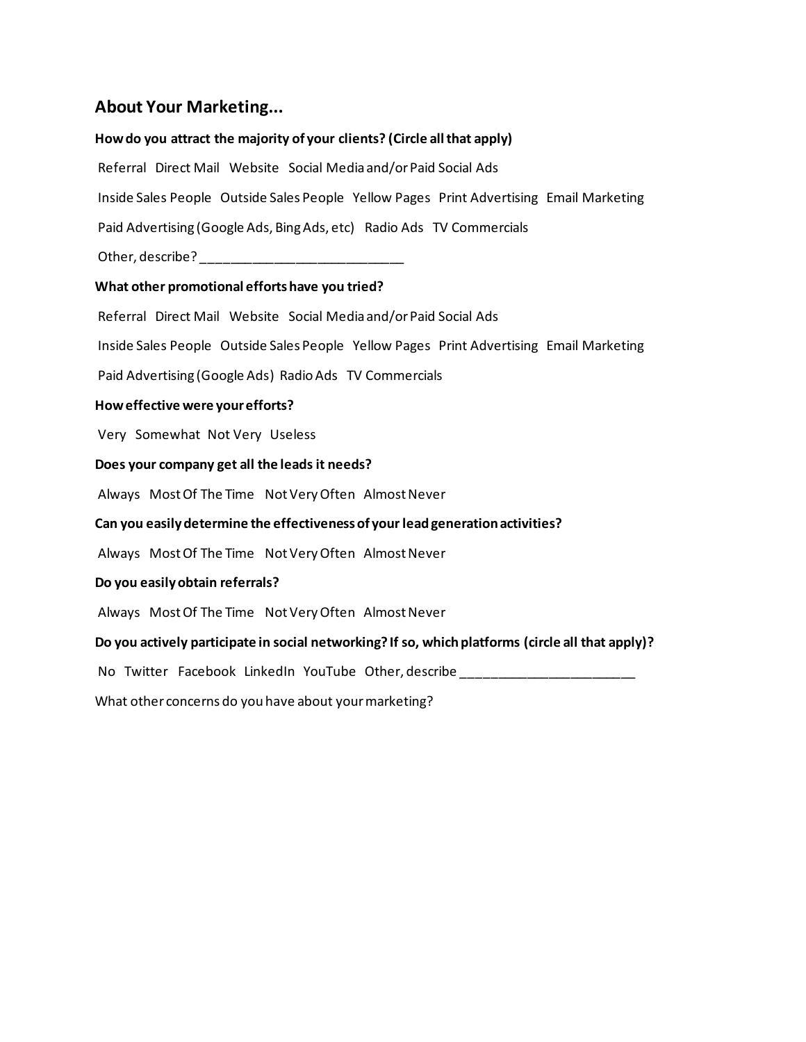## About Your Marketing...

**How do you attract the majority of your clients? (Circle all that apply)**

Referral   Direct Mail   Website   Social Media and/or Paid Social Ads

Inside Sales People   Outside Sales People   Yellow Pages   Print Advertising   Email Marketing

Paid Advertising (Google Ads, Bing Ads, etc)   Radio Ads   TV Commercials

Other, describe? ____________________________

**What other promotional efforts have you tried?**

Referral   Direct Mail   Website   Social Media and/or Paid Social Ads

Inside Sales People   Outside Sales People   Yellow Pages   Print Advertising   Email Marketing

Paid Advertising (Google Ads)   Radio Ads   TV Commercials

**How effective were your efforts?**

Very   Somewhat   Not Very   Useless

**Does your company get all the leads it needs?**

Always   Most Of The Time   Not Very Often   Almost Never

**Can you easily determine the effectiveness of your lead generation activities?**

Always   Most Of The Time   Not Very Often   Almost Never

**Do you easily obtain referrals?**

Always   Most Of The Time   Not Very Often   Almost Never

**Do you actively participate in social networking? If so, which platforms (circle all that apply)?**

No   Twitter   Facebook   LinkedIn   YouTube   Other, describe ________________________

What other concerns do you have about your marketing?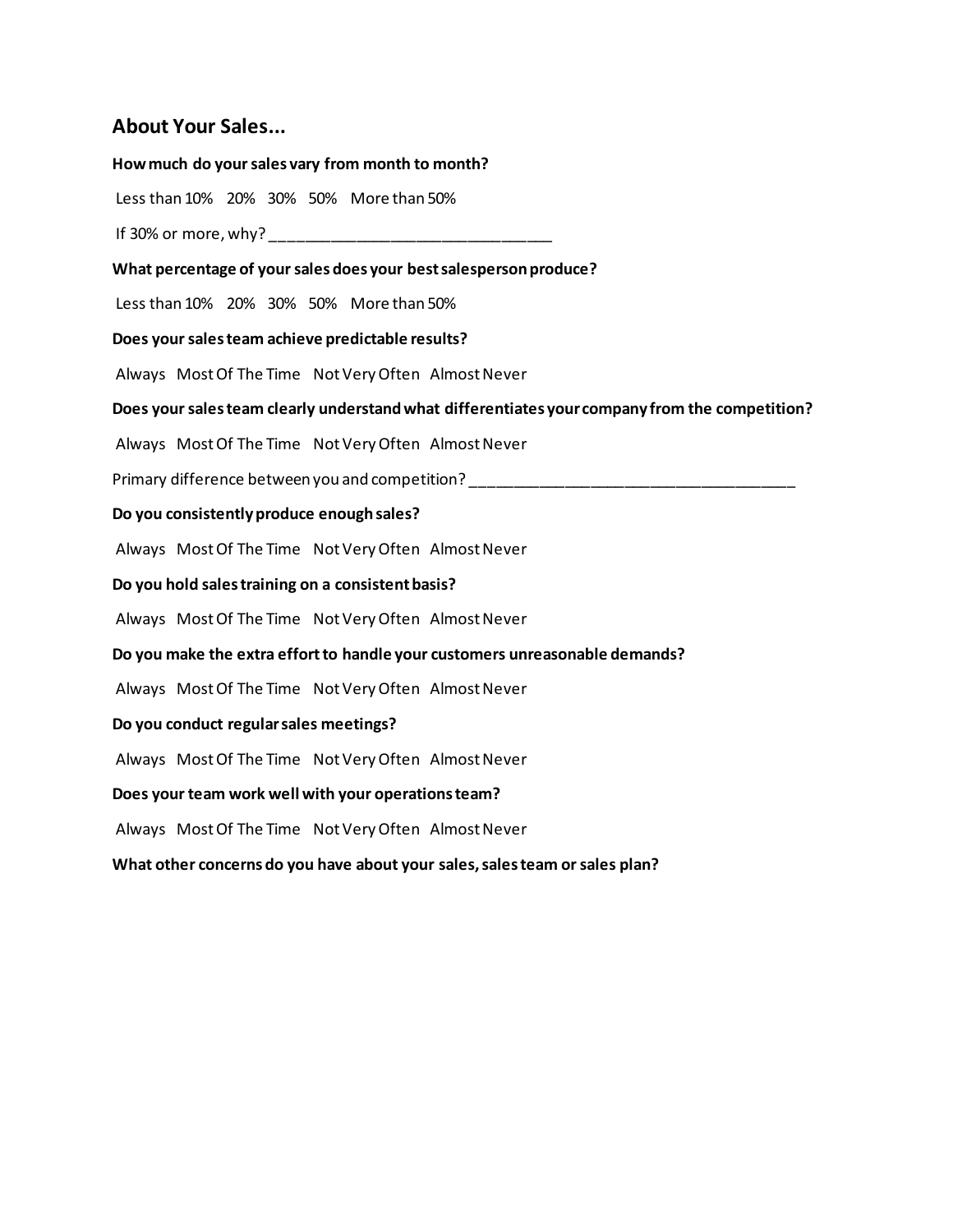## About Your Sales...

**How much do your sales vary from month to month?**

Less than 10%   20%   30%   50%   More than 50%

If 30% or more, why? ________________________________

**What percentage of your sales does your best salesperson produce?**

Less than 10%   20%   30%   50%   More than 50%

**Does your sales team achieve predictable results?**

Always   Most Of The Time   Not Very Often   Almost Never

**Does your sales team clearly understand what differentiates your company from the competition?**

Always   Most Of The Time   Not Very Often   Almost Never

Primary difference between you and competition? _____________________________________

**Do you consistently produce enough sales?**

Always   Most Of The Time   Not Very Often   Almost Never

**Do you hold sales training on a consistent basis?**

Always   Most Of The Time   Not Very Often   Almost Never

**Do you make the extra effort to handle your customers unreasonable demands?**

Always   Most Of The Time   Not Very Often   Almost Never

**Do you conduct regular sales meetings?**

Always   Most Of The Time   Not Very Often   Almost Never

**Does your team work well with your operations team?**

Always   Most Of The Time   Not Very Often   Almost Never

**What other concerns do you have about your sales, sales team or sales plan?**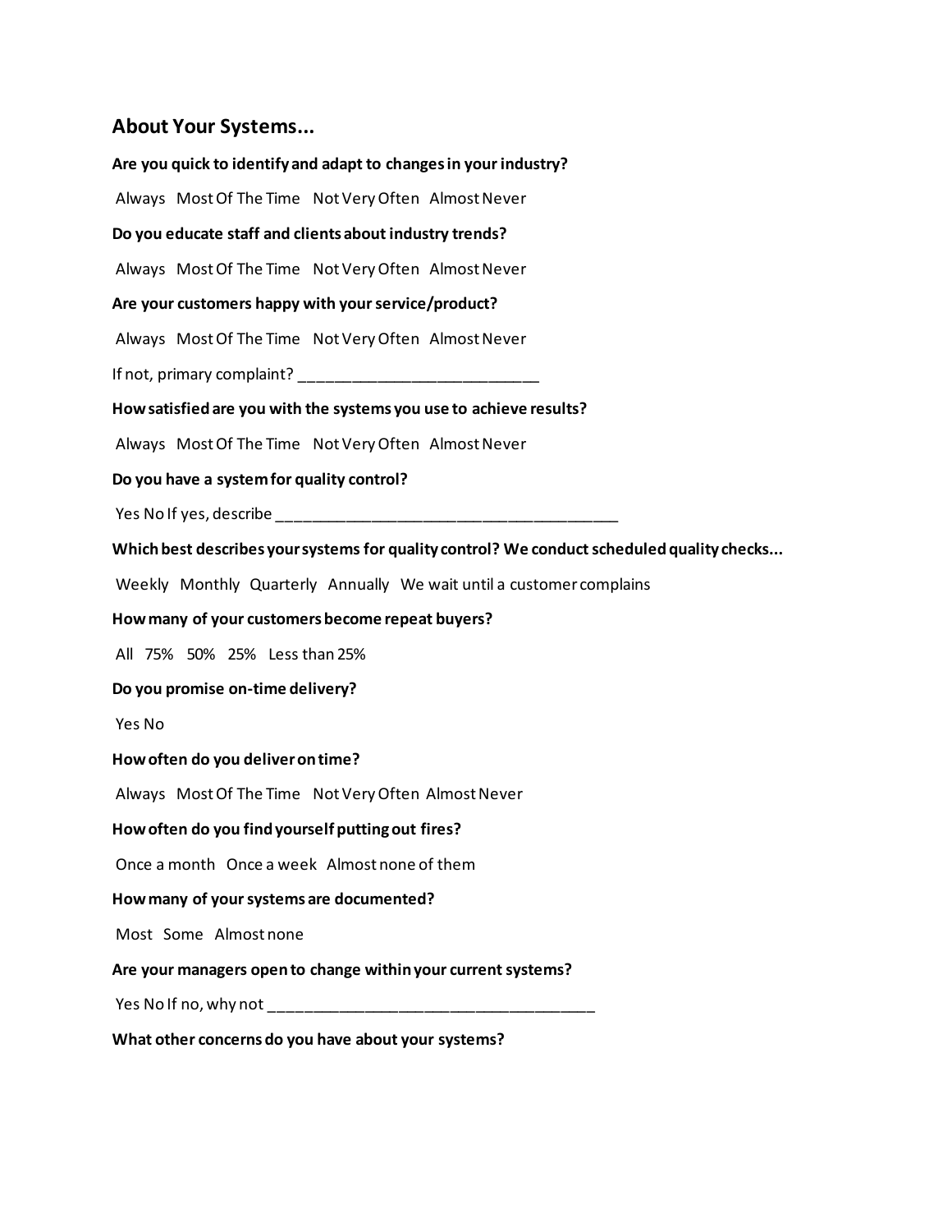## About Your Systems...

**Are you quick to identify and adapt to changes in your industry?**

Always Most Of The Time Not Very Often Almost Never

**Do you educate staff and clients about industry trends?**

Always Most Of The Time Not Very Often Almost Never

**Are your customers happy with your service/product?**

Always Most Of The Time Not Very Often Almost Never

If not, primary complaint? ___________________________

**How satisfied are you with the systems you use to achieve results?**

Always Most Of The Time Not Very Often Almost Never

**Do you have a system for quality control?**

Yes No If yes, describe ________________________________________

**Which best describes your systems for quality control? We conduct scheduled quality checks...**

Weekly Monthly Quarterly Annually We wait until a customer complains

**How many of your customers become repeat buyers?**

All 75% 50% 25% Less than 25%

**Do you promise on-time delivery?**

Yes No

**How often do you deliver on time?**

Always Most Of The Time Not Very Often Almost Never

**How often do you find yourself putting out fires?**

Once a month Once a week Almost none of them

**How many of your systems are documented?**

Most Some Almost none

**Are your managers open to change within your current systems?**

Yes No If no, why not ______________________________________

**What other concerns do you have about your systems?**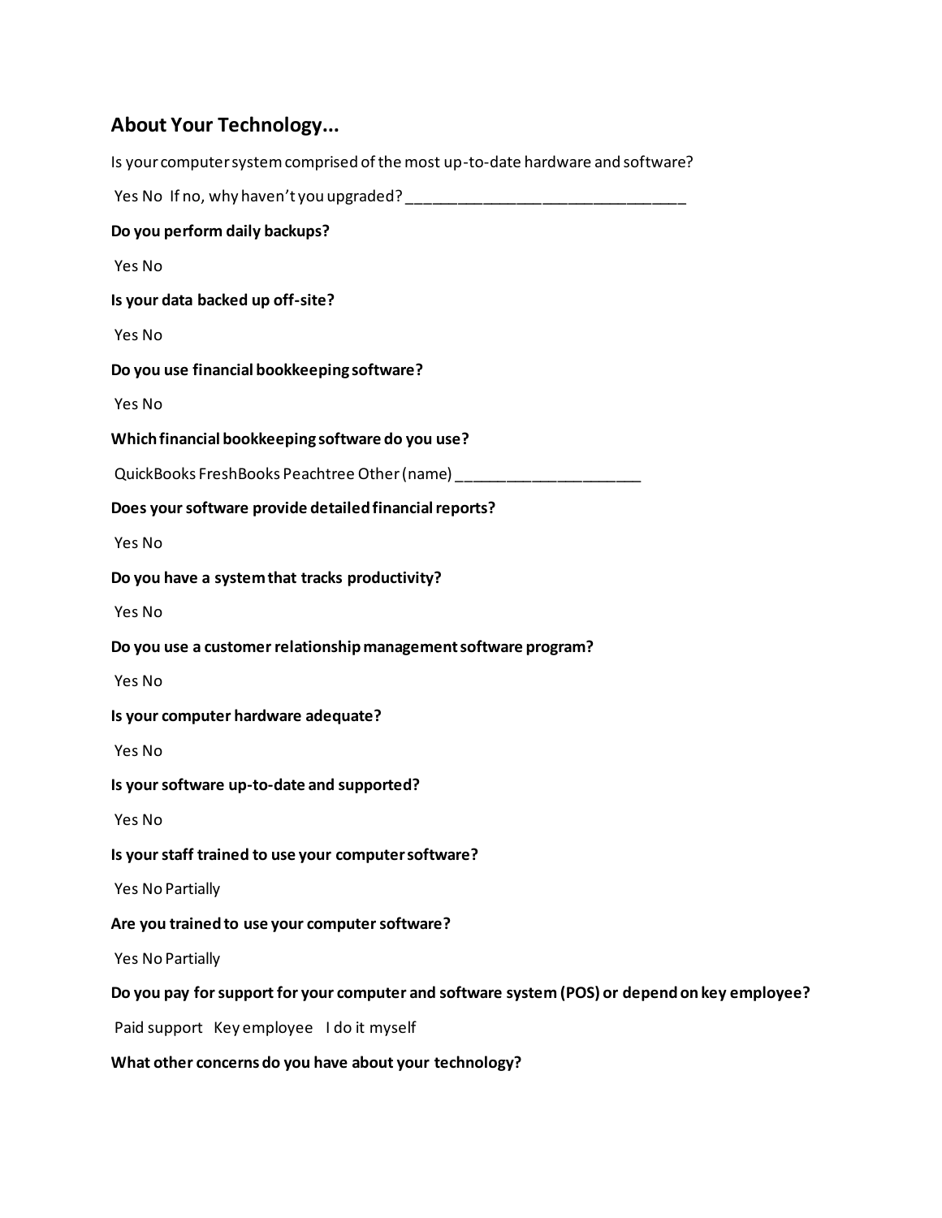## About Your Technology...

Is your computer system comprised of the most up-to-date hardware and software?

Yes No If no, why haven't you upgraded? ________________________________

**Do you perform daily backups?**

Yes No

**Is your data backed up off-site?**

Yes No

**Do you use financial bookkeeping software?**

Yes No

**Which financial bookkeeping software do you use?**

QuickBooks FreshBooks Peachtree Other (name) _____________________

**Does your software provide detailed financial reports?**

Yes No

**Do you have a system that tracks productivity?**

Yes No

**Do you use a customer relationship management software program?**

Yes No

**Is your computer hardware adequate?**

Yes No

**Is your software up-to-date and supported?**

Yes No

**Is your staff trained to use your computer software?**

Yes No Partially

**Are you trained to use your computer software?**

Yes No Partially

**Do you pay for support for your computer and software system (POS) or depend on key employee?**

Paid support Key employee I do it myself

**What other concerns do you have about your technology?**